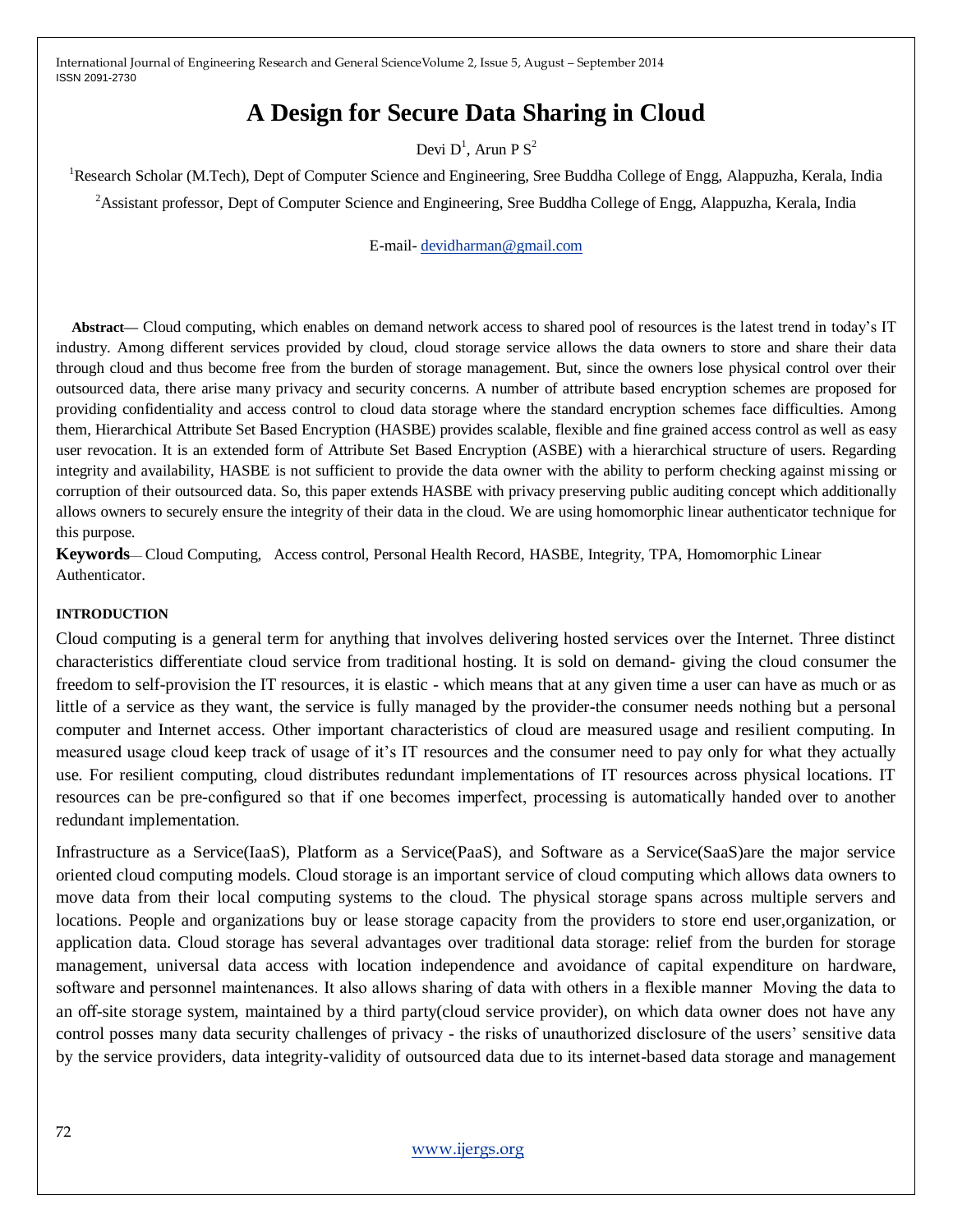# A Design for Secure Data Sharing in Cloud

Devi D[1], Arun P S[2]

[1]Research Scholar (M.Tech), Dept of Computer Science and Engineering, Sree Buddha College of Engg, Alappuzha, Kerala, India

[2]Assistant professor, Dept of Computer Science and Engineering, Sree Buddha College of Engg, Alappuzha, Kerala, India

E-mail- devidharman@gmail.com

**Abstract**— Cloud computing, which enables on demand network access to shared pool of resources is the latest trend in today's IT industry. Among different services provided by cloud, cloud storage service allows the data owners to store and share their data through cloud and thus become free from the burden of storage management. But, since the owners lose physical control over their outsourced data, there arise many privacy and security concerns. A number of attribute based encryption schemes are proposed for providing confidentiality and access control to cloud data storage where the standard encryption schemes face difficulties. Among them, Hierarchical Attribute Set Based Encryption (HASBE) provides scalable, flexible and fine grained access control as well as easy user revocation. It is an extended form of Attribute Set Based Encryption (ASBE) with a hierarchical structure of users. Regarding integrity and availability, HASBE is not sufficient to provide the data owner with the ability to perform checking against missing or corruption of their outsourced data. So, this paper extends HASBE with privacy preserving public auditing concept which additionally allows owners to securely ensure the integrity of their data in the cloud. We are using homomorphic linear authenticator technique for this purpose.

**Keywords**— Cloud Computing, Access control, Personal Health Record, HASBE, Integrity, TPA, Homomorphic Linear Authenticator.

## INTRODUCTION

Cloud computing is a general term for anything that involves delivering hosted services over the Internet. Three distinct characteristics differentiate cloud service from traditional hosting. It is sold on demand- giving the cloud consumer the freedom to self-provision the IT resources, it is elastic - which means that at any given time a user can have as much or as little of a service as they want, the service is fully managed by the provider-the consumer needs nothing but a personal computer and Internet access. Other important characteristics of cloud are measured usage and resilient computing. In measured usage cloud keep track of usage of it's IT resources and the consumer need to pay only for what they actually use. For resilient computing, cloud distributes redundant implementations of IT resources across physical locations. IT resources can be pre-configured so that if one becomes imperfect, processing is automatically handed over to another redundant implementation.

Infrastructure as a Service(IaaS), Platform as a Service(PaaS), and Software as a Service(SaaS)are the major service oriented cloud computing models. Cloud storage is an important service of cloud computing which allows data owners to move data from their local computing systems to the cloud. The physical storage spans across multiple servers and locations. People and organizations buy or lease storage capacity from the providers to store end user,organization, or application data. Cloud storage has several advantages over traditional data storage: relief from the burden for storage management, universal data access with location independence and avoidance of capital expenditure on hardware, software and personnel maintenances. It also allows sharing of data with others in a flexible manner Moving the data to an off-site storage system, maintained by a third party(cloud service provider), on which data owner does not have any control posses many data security challenges of privacy - the risks of unauthorized disclosure of the users' sensitive data by the service providers, data integrity-validity of outsourced data due to its internet-based data storage and management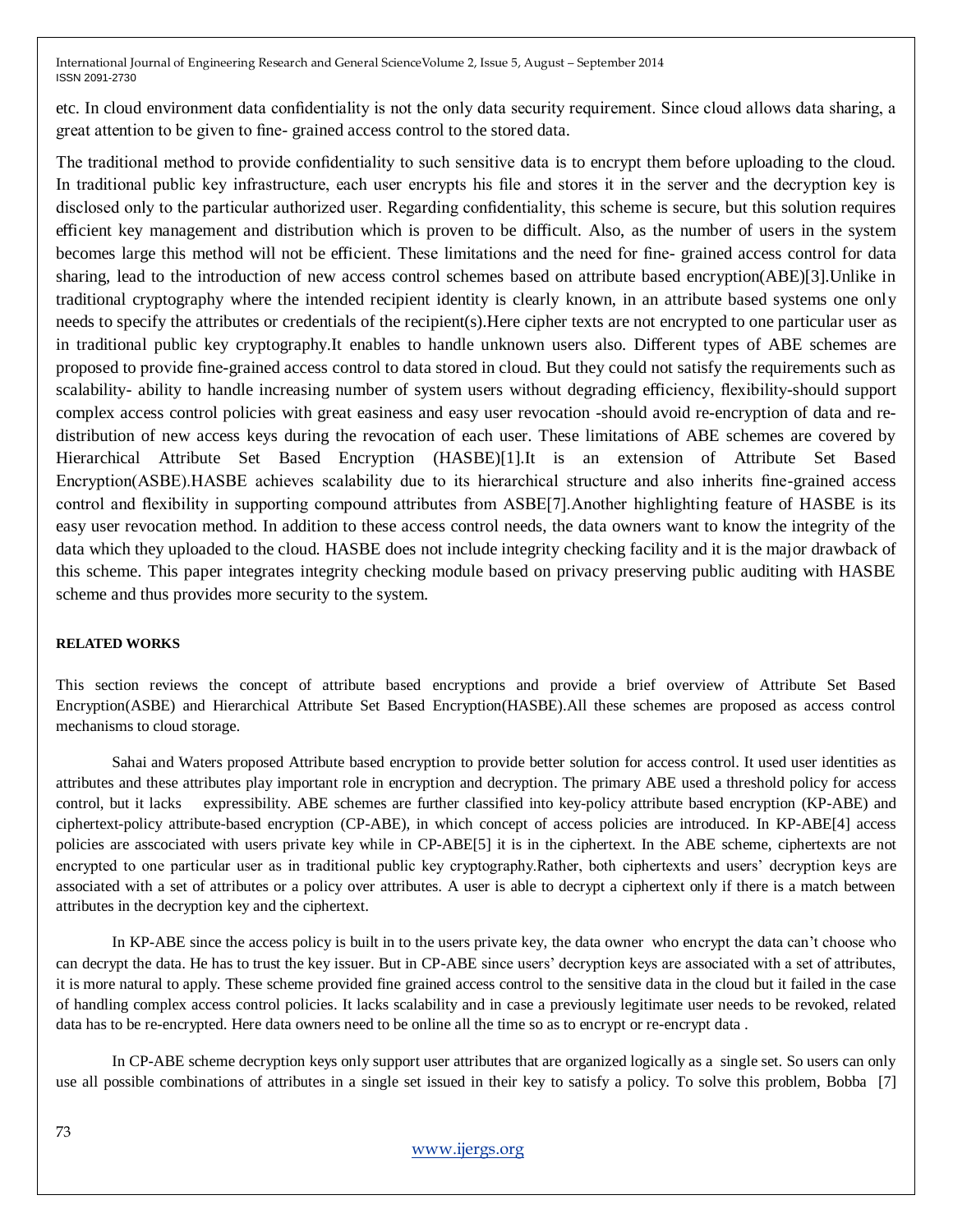etc. In cloud environment data confidentiality is not the only data security requirement. Since cloud allows data sharing, a great attention to be given to fine- grained access control to the stored data.

The traditional method to provide confidentiality to such sensitive data is to encrypt them before uploading to the cloud. In traditional public key infrastructure, each user encrypts his file and stores it in the server and the decryption key is disclosed only to the particular authorized user. Regarding confidentiality, this scheme is secure, but this solution requires efficient key management and distribution which is proven to be difficult. Also, as the number of users in the system becomes large this method will not be efficient. These limitations and the need for fine- grained access control for data sharing, lead to the introduction of new access control schemes based on attribute based encryption(ABE)[3].Unlike in traditional cryptography where the intended recipient identity is clearly known, in an attribute based systems one only needs to specify the attributes or credentials of the recipient(s).Here cipher texts are not encrypted to one particular user as in traditional public key cryptography.It enables to handle unknown users also. Different types of ABE schemes are proposed to provide fine-grained access control to data stored in cloud. But they could not satisfy the requirements such as scalability- ability to handle increasing number of system users without degrading efficiency, flexibility-should support complex access control policies with great easiness and easy user revocation -should avoid re-encryption of data and re-distribution of new access keys during the revocation of each user. These limitations of ABE schemes are covered by Hierarchical Attribute Set Based Encryption (HASBE)[1].It is an extension of Attribute Set Based Encryption(ASBE).HASBE achieves scalability due to its hierarchical structure and also inherits fine-grained access control and flexibility in supporting compound attributes from ASBE[7].Another highlighting feature of HASBE is its easy user revocation method. In addition to these access control needs, the data owners want to know the integrity of the data which they uploaded to the cloud. HASBE does not include integrity checking facility and it is the major drawback of this scheme. This paper integrates integrity checking module based on privacy preserving public auditing with HASBE scheme and thus provides more security to the system.

**RELATED WORKS**

This section reviews the concept of attribute based encryptions and provide a brief overview of Attribute Set Based Encryption(ASBE) and Hierarchical Attribute Set Based Encryption(HASBE).All these schemes are proposed as access control mechanisms to cloud storage.

Sahai and Waters proposed Attribute based encryption to provide better solution for access control. It used user identities as attributes and these attributes play important role in encryption and decryption. The primary ABE used a threshold policy for access control, but it lacks expressibility. ABE schemes are further classified into key-policy attribute based encryption (KP-ABE) and ciphertext-policy attribute-based encryption (CP-ABE), in which concept of access policies are introduced. In KP-ABE[4] access policies are asscociated with users private key while in CP-ABE[5] it is in the ciphertext. In the ABE scheme, ciphertexts are not encrypted to one particular user as in traditional public key cryptography.Rather, both ciphertexts and users' decryption keys are associated with a set of attributes or a policy over attributes. A user is able to decrypt a ciphertext only if there is a match between attributes in the decryption key and the ciphertext.

In KP-ABE since the access policy is built in to the users private key, the data owner who encrypt the data can't choose who can decrypt the data. He has to trust the key issuer. But in CP-ABE since users' decryption keys are associated with a set of attributes, it is more natural to apply. These scheme provided fine grained access control to the sensitive data in the cloud but it failed in the case of handling complex access control policies. It lacks scalability and in case a previously legitimate user needs to be revoked, related data has to be re-encrypted. Here data owners need to be online all the time so as to encrypt or re-encrypt data .

In CP-ABE scheme decryption keys only support user attributes that are organized logically as a single set. So users can only use all possible combinations of attributes in a single set issued in their key to satisfy a policy. To solve this problem, Bobba [7]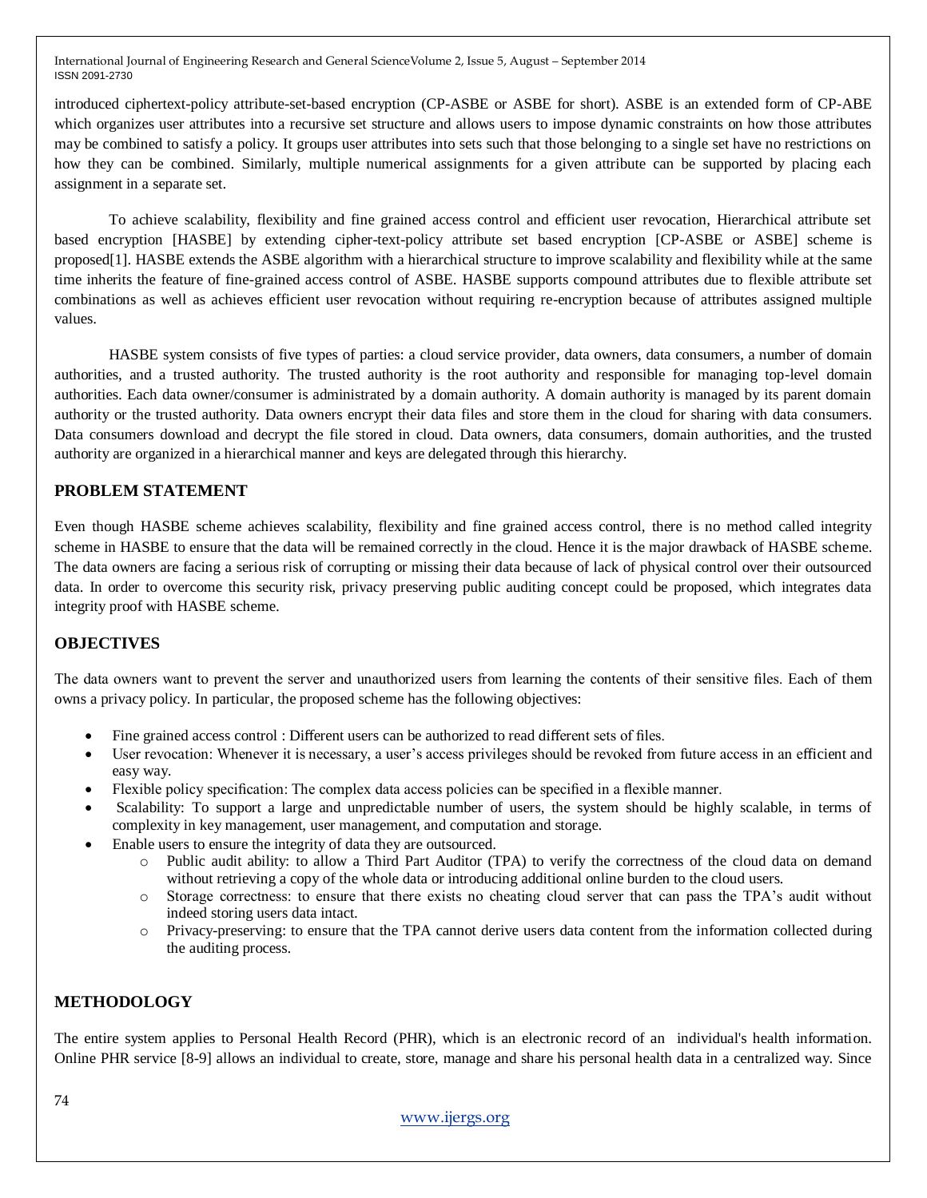introduced ciphertext-policy attribute-set-based encryption (CP-ASBE or ASBE for short). ASBE is an extended form of CP-ABE which organizes user attributes into a recursive set structure and allows users to impose dynamic constraints on how those attributes may be combined to satisfy a policy. It groups user attributes into sets such that those belonging to a single set have no restrictions on how they can be combined. Similarly, multiple numerical assignments for a given attribute can be supported by placing each assignment in a separate set.

To achieve scalability, flexibility and fine grained access control and efficient user revocation, Hierarchical attribute set based encryption [HASBE] by extending cipher-text-policy attribute set based encryption [CP-ASBE or ASBE] scheme is proposed[1]. HASBE extends the ASBE algorithm with a hierarchical structure to improve scalability and flexibility while at the same time inherits the feature of fine-grained access control of ASBE. HASBE supports compound attributes due to flexible attribute set combinations as well as achieves efficient user revocation without requiring re-encryption because of attributes assigned multiple values.

HASBE system consists of five types of parties: a cloud service provider, data owners, data consumers, a number of domain authorities, and a trusted authority. The trusted authority is the root authority and responsible for managing top-level domain authorities. Each data owner/consumer is administrated by a domain authority. A domain authority is managed by its parent domain authority or the trusted authority. Data owners encrypt their data files and store them in the cloud for sharing with data consumers. Data consumers download and decrypt the file stored in cloud. Data owners, data consumers, domain authorities, and the trusted authority are organized in a hierarchical manner and keys are delegated through this hierarchy.

## PROBLEM STATEMENT

Even though HASBE scheme achieves scalability, flexibility and fine grained access control, there is no method called integrity scheme in HASBE to ensure that the data will be remained correctly in the cloud. Hence it is the major drawback of HASBE scheme. The data owners are facing a serious risk of corrupting or missing their data because of lack of physical control over their outsourced data. In order to overcome this security risk, privacy preserving public auditing concept could be proposed, which integrates data integrity proof with HASBE scheme.

## OBJECTIVES

The data owners want to prevent the server and unauthorized users from learning the contents of their sensitive files. Each of them owns a privacy policy. In particular, the proposed scheme has the following objectives:

- Fine grained access control : Different users can be authorized to read different sets of files.
- User revocation: Whenever it is necessary, a user's access privileges should be revoked from future access in an efficient and easy way.
- Flexible policy specification: The complex data access policies can be specified in a flexible manner.
- Scalability: To support a large and unpredictable number of users, the system should be highly scalable, in terms of complexity in key management, user management, and computation and storage.
- Enable users to ensure the integrity of data they are outsourced.
  - Public audit ability: to allow a Third Part Auditor (TPA) to verify the correctness of the cloud data on demand without retrieving a copy of the whole data or introducing additional online burden to the cloud users.
  - Storage correctness: to ensure that there exists no cheating cloud server that can pass the TPA's audit without indeed storing users data intact.
  - Privacy-preserving: to ensure that the TPA cannot derive users data content from the information collected during the auditing process.

## METHODOLOGY

The entire system applies to Personal Health Record (PHR), which is an electronic record of an individual's health information. Online PHR service [8-9] allows an individual to create, store, manage and share his personal health data in a centralized way. Since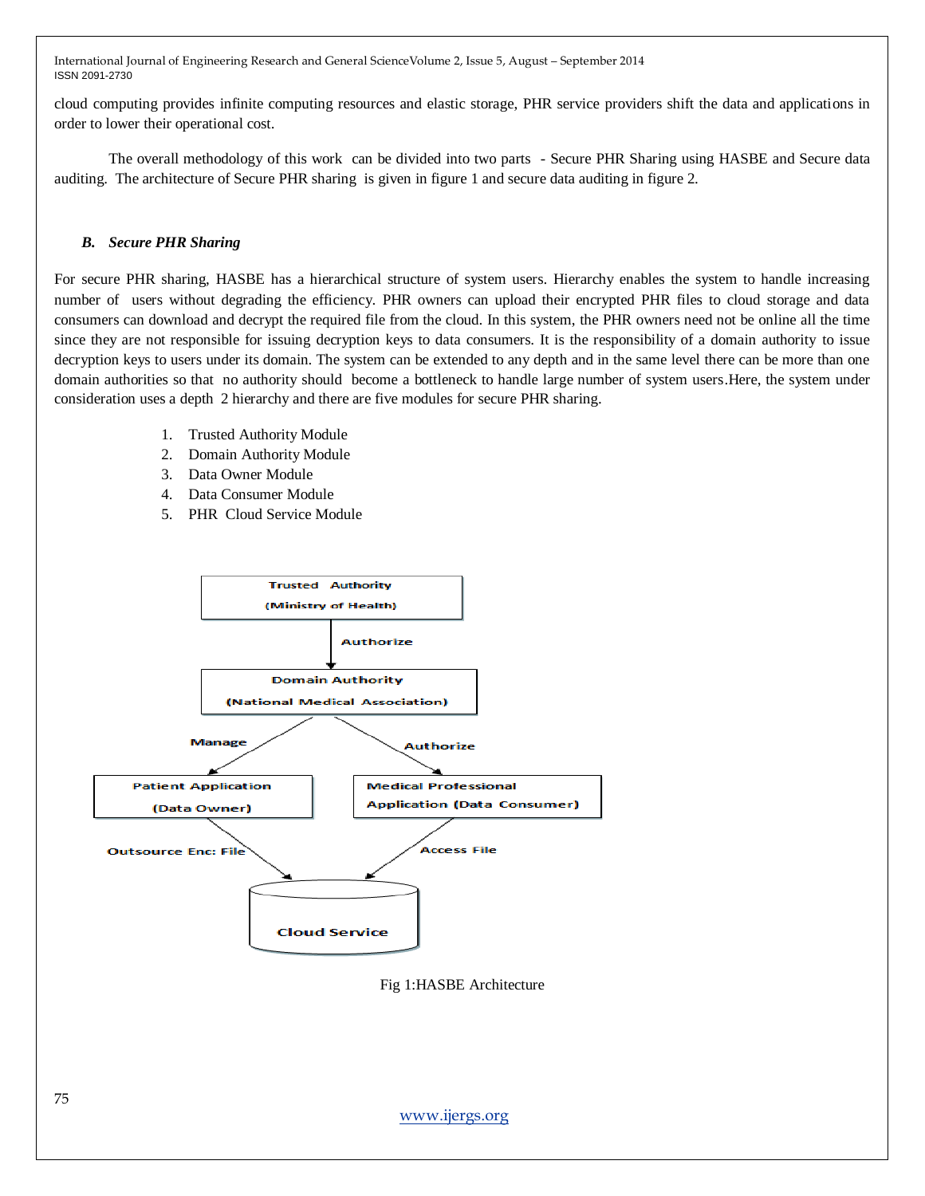cloud computing provides infinite computing resources and elastic storage, PHR service providers shift the data and applications in order to lower their operational cost.

The overall methodology of this work can be divided into two parts - Secure PHR Sharing using HASBE and Secure data auditing. The architecture of Secure PHR sharing is given in figure 1 and secure data auditing in figure 2.

### *B. Secure PHR Sharing*

For secure PHR sharing, HASBE has a hierarchical structure of system users. Hierarchy enables the system to handle increasing number of users without degrading the efficiency. PHR owners can upload their encrypted PHR files to cloud storage and data consumers can download and decrypt the required file from the cloud. In this system, the PHR owners need not be online all the time since they are not responsible for issuing decryption keys to data consumers. It is the responsibility of a domain authority to issue decryption keys to users under its domain. The system can be extended to any depth and in the same level there can be more than one domain authorities so that no authority should become a bottleneck to handle large number of system users.Here, the system under consideration uses a depth 2 hierarchy and there are five modules for secure PHR sharing.

1. Trusted Authority Module
2. Domain Authority Module
3. Data Owner Module
4. Data Consumer Module
5. PHR Cloud Service Module

Trusted Authority (Ministry of Health)

Authorize

Domain Authority (National Medical Association)

Manage

Authorize

Patient Application (Data Owner)

Medical Professional Application (Data Consumer)

Outsource Enc: File

Access File

Cloud Service

Fig 1:HASBE Architecture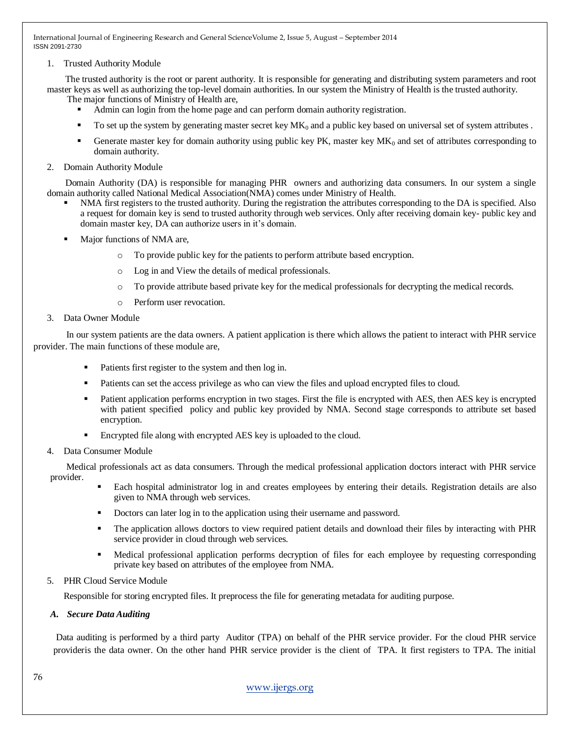1. Trusted Authority Module

The trusted authority is the root or parent authority. It is responsible for generating and distributing system parameters and root master keys as well as authorizing the top-level domain authorities. In our system the Ministry of Health is the trusted authority. The major functions of Ministry of Health are,

- Admin can login from the home page and can perform domain authority registration.
- To set up the system by generating master secret key $MK_0$ and a public key based on universal set of system attributes .
- Generate master key for domain authority using public key PK, master key $MK_0$ and set of attributes corresponding to domain authority.

2. Domain Authority Module

Domain Authority (DA) is responsible for managing PHR owners and authorizing data consumers. In our system a single domain authority called National Medical Association(NMA) comes under Ministry of Health.

- NMA first registers to the trusted authority. During the registration the attributes corresponding to the DA is specified. Also a request for domain key is send to trusted authority through web services. Only after receiving domain key- public key and domain master key, DA can authorize users in it's domain.
- Major functions of NMA are,
    - To provide public key for the patients to perform attribute based encryption.
    - Log in and View the details of medical professionals.
    - To provide attribute based private key for the medical professionals for decrypting the medical records.
    - Perform user revocation.

3. Data Owner Module

In our system patients are the data owners. A patient application is there which allows the patient to interact with PHR service provider. The main functions of these module are,

- Patients first register to the system and then log in.
- Patients can set the access privilege as who can view the files and upload encrypted files to cloud.
- Patient application performs encryption in two stages. First the file is encrypted with AES, then AES key is encrypted with patient specified policy and public key provided by NMA. Second stage corresponds to attribute set based encryption.
- Encrypted file along with encrypted AES key is uploaded to the cloud.

4. Data Consumer Module

Medical professionals act as data consumers. Through the medical professional application doctors interact with PHR service provider.

- Each hospital administrator log in and creates employees by entering their details. Registration details are also given to NMA through web services.
- Doctors can later log in to the application using their username and password.
- The application allows doctors to view required patient details and download their files by interacting with PHR service provider in cloud through web services.
- Medical professional application performs decryption of files for each employee by requesting corresponding private key based on attributes of the employee from NMA.

5. PHR Cloud Service Module

Responsible for storing encrypted files. It preprocess the file for generating metadata for auditing purpose.

### *A. Secure Data Auditing*

Data auditing is performed by a third party Auditor (TPA) on behalf of the PHR service provider. For the cloud PHR service provideris the data owner. On the other hand PHR service provider is the client of TPA. It first registers to TPA. The initial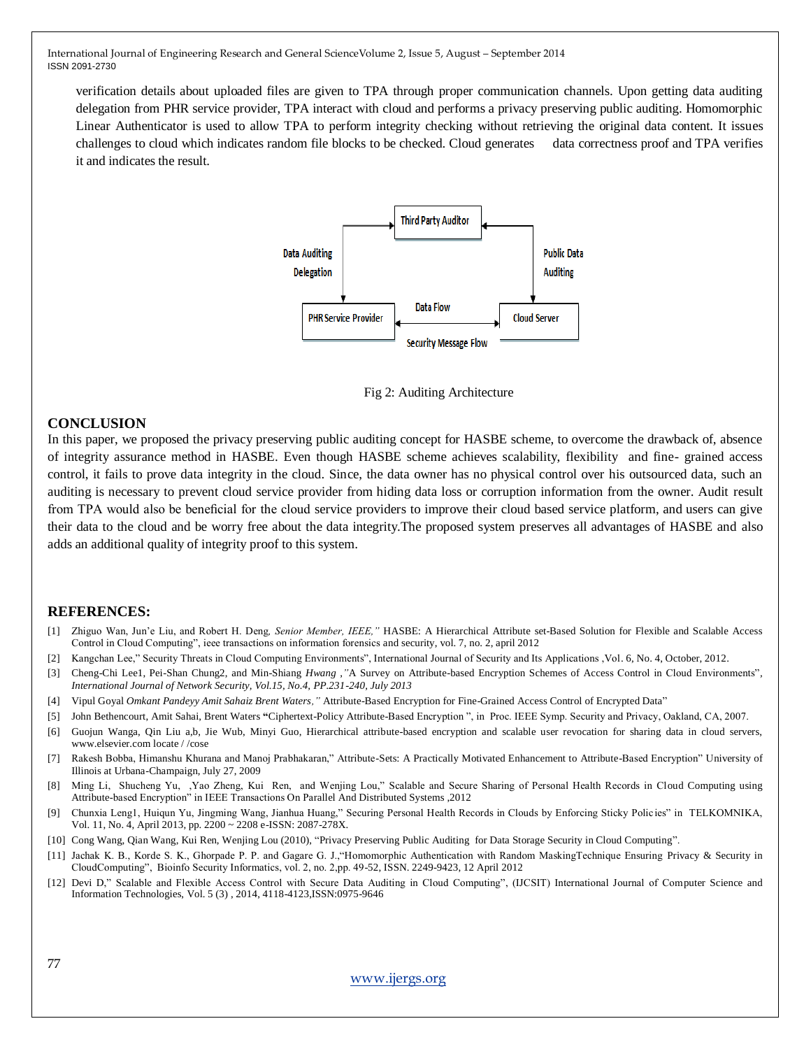verification details about uploaded files are given to TPA through proper communication channels. Upon getting data auditing delegation from PHR service provider, TPA interact with cloud and performs a privacy preserving public auditing. Homomorphic Linear Authenticator is used to allow TPA to perform integrity checking without retrieving the original data content. It issues challenges to cloud which indicates random file blocks to be checked. Cloud generates data correctness proof and TPA verifies it and indicates the result.

Third Party Auditor

Data Auditing Delegation

Public Data Auditing

PHR Service Provider

Data Flow

Cloud Server

Security Message Flow

Fig 2: Auditing Architecture

## CONCLUSION

In this paper, we proposed the privacy preserving public auditing concept for HASBE scheme, to overcome the drawback of, absence of integrity assurance method in HASBE. Even though HASBE scheme achieves scalability, flexibility and fine- grained access control, it fails to prove data integrity in the cloud. Since, the data owner has no physical control over his outsourced data, such an auditing is necessary to prevent cloud service provider from hiding data loss or corruption information from the owner. Audit result from TPA would also be beneficial for the cloud service providers to improve their cloud based service platform, and users can give their data to the cloud and be worry free about the data integrity.The proposed system preserves all advantages of HASBE and also adds an additional quality of integrity proof to this system.

## REFERENCES:

[1] Zhiguo Wan, Jun'e Liu, and Robert H. Deng, *Senior Member, IEEE,"* HASBE: A Hierarchical Attribute set-Based Solution for Flexible and Scalable Access Control in Cloud Computing", ieee transactions on information forensics and security, vol. 7, no. 2, april 2012

[2] Kangchan Lee," Security Threats in Cloud Computing Environments", International Journal of Security and Its Applications ,Vol. 6, No. 4, October, 2012.

[3] Cheng-Chi Lee1, Pei-Shan Chung2, and Min-Shiang *Hwang ,"*A Survey on Attribute-based Encryption Schemes of Access Control in Cloud Environments", *International Journal of Network Security, Vol.15, No.4, PP.231-240, July 2013*

[4] Vipul Goyal *Omkant Pandeyy Amit Sahaiz Brent Waters,"* Attribute-Based Encryption for Fine-Grained Access Control of Encrypted Data"

[5] John Bethencourt, Amit Sahai, Brent Waters **"**Ciphertext-Policy Attribute-Based Encryption ", in Proc. IEEE Symp. Security and Privacy, Oakland, CA, 2007.

[6] Guojun Wanga, Qin Liu a,b, Jie Wub, Minyi Guo, Hierarchical attribute-based encryption and scalable user revocation for sharing data in cloud servers, www.elsevier.com locate / /cose

[7] Rakesh Bobba, Himanshu Khurana and Manoj Prabhakaran," Attribute-Sets: A Practically Motivated Enhancement to Attribute-Based Encryption" University of Illinois at Urbana-Champaign, July 27, 2009

[8] Ming Li, Shucheng Yu, ,Yao Zheng, Kui Ren, and Wenjing Lou," Scalable and Secure Sharing of Personal Health Records in Cloud Computing using Attribute-based Encryption" in IEEE Transactions On Parallel And Distributed Systems ,2012

[9] Chunxia Leng1, Huiqun Yu, Jingming Wang, Jianhua Huang," Securing Personal Health Records in Clouds by Enforcing Sticky Policies" in TELKOMNIKA, Vol. 11, No. 4, April 2013, pp. 2200 ~ 2208 e-ISSN: 2087-278X.

[10] Cong Wang, Qian Wang, Kui Ren, Wenjing Lou (2010), "Privacy Preserving Public Auditing for Data Storage Security in Cloud Computing".

[11] Jachak K. B., Korde S. K., Ghorpade P. P. and Gagare G. J.,"Homomorphic Authentication with Random MaskingTechnique Ensuring Privacy & Security in CloudComputing", Bioinfo Security Informatics, vol. 2, no. 2,pp. 49-52, ISSN. 2249-9423, 12 April 2012

[12] Devi D," Scalable and Flexible Access Control with Secure Data Auditing in Cloud Computing", (IJCSIT) International Journal of Computer Science and Information Technologies, Vol. 5 (3) , 2014, 4118-4123,ISSN:0975-9646